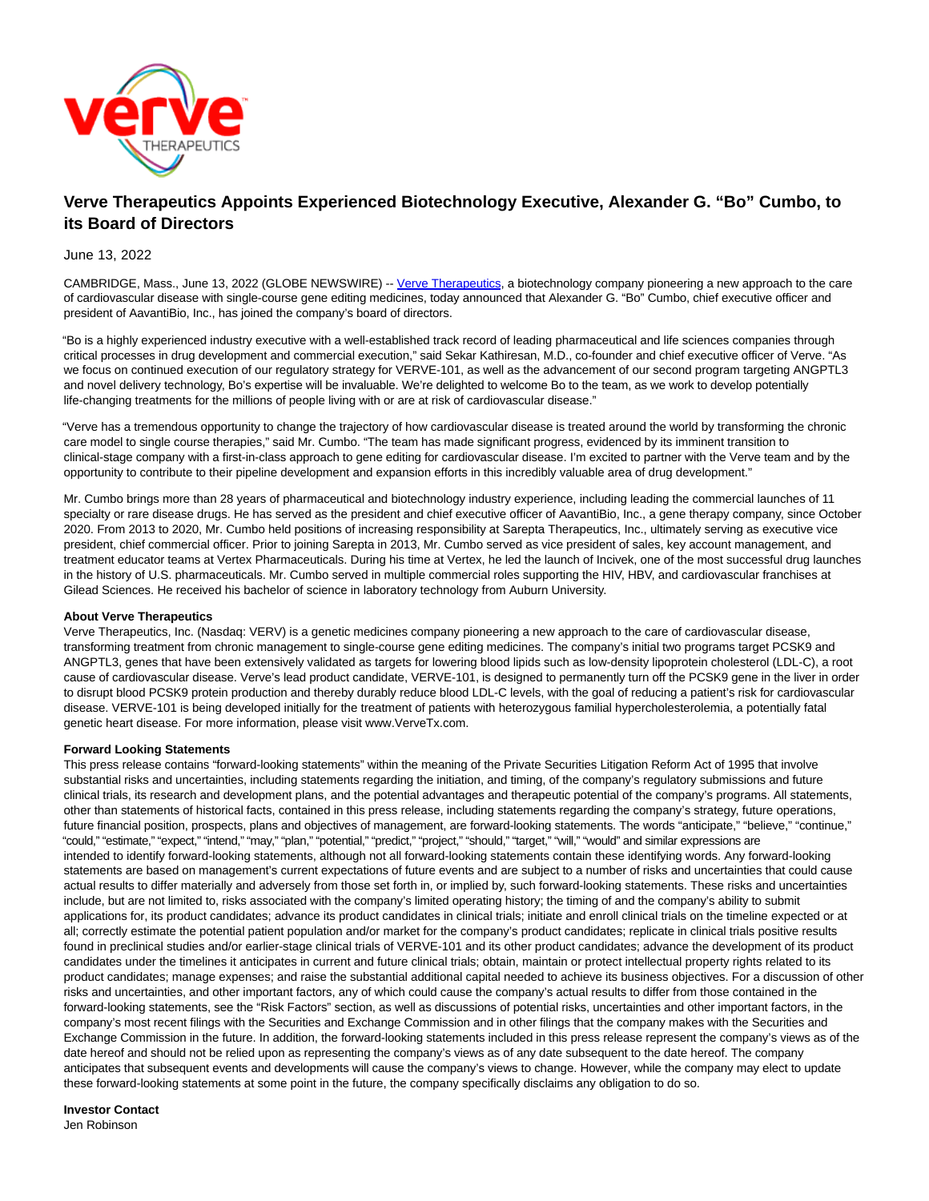# Verve Therapeutics Appoints Experienced Biotechnology Executive, Alexander G. “Bo” Cumbo, to its Board of Directors

June 13, 2022

CAMBRIDGE, Mass., June 13, 2022 (GLOBE NEWSWIRE) -- Verve Therapeutics, a biotechnology company pioneering a new approach to the care of cardiovascular disease with single-course gene editing medicines, today announced that Alexander G. “Bo” Cumbo, chief executive officer and president of AavantiBio, Inc., has joined the company’s board of directors.

“Bo is a highly experienced industry executive with a well-established track record of leading pharmaceutical and life sciences companies through critical processes in drug development and commercial execution,” said Sekar Kathiresan, M.D., co-founder and chief executive officer of Verve. “As we focus on continued execution of our regulatory strategy for VERVE-101, as well as the advancement of our second program targeting ANGPTL3 and novel delivery technology, Bo’s expertise will be invaluable. We’re delighted to welcome Bo to the team, as we work to develop potentially life-changing treatments for the millions of people living with or are at risk of cardiovascular disease.”

“Verve has a tremendous opportunity to change the trajectory of how cardiovascular disease is treated around the world by transforming the chronic care model to single course therapies,” said Mr. Cumbo. “The team has made significant progress, evidenced by its imminent transition to clinical-stage company with a first-in-class approach to gene editing for cardiovascular disease. I’m excited to partner with the Verve team and by the opportunity to contribute to their pipeline development and expansion efforts in this incredibly valuable area of drug development.”

Mr. Cumbo brings more than 28 years of pharmaceutical and biotechnology industry experience, including leading the commercial launches of 11 specialty or rare disease drugs. He has served as the president and chief executive officer of AavantiBio, Inc., a gene therapy company, since October 2020. From 2013 to 2020, Mr. Cumbo held positions of increasing responsibility at Sarepta Therapeutics, Inc., ultimately serving as executive vice president, chief commercial officer. Prior to joining Sarepta in 2013, Mr. Cumbo served as vice president of sales, key account management, and treatment educator teams at Vertex Pharmaceuticals. During his time at Vertex, he led the launch of Incivek, one of the most successful drug launches in the history of U.S. pharmaceuticals. Mr. Cumbo served in multiple commercial roles supporting the HIV, HBV, and cardiovascular franchises at Gilead Sciences. He received his bachelor of science in laboratory technology from Auburn University.

**About Verve Therapeutics**

Verve Therapeutics, Inc. (Nasdaq: VERV) is a genetic medicines company pioneering a new approach to the care of cardiovascular disease, transforming treatment from chronic management to single-course gene editing medicines. The company’s initial two programs target PCSK9 and ANGPTL3, genes that have been extensively validated as targets for lowering blood lipids such as low-density lipoprotein cholesterol (LDL-C), a root cause of cardiovascular disease. Verve’s lead product candidate, VERVE-101, is designed to permanently turn off the PCSK9 gene in the liver in order to disrupt blood PCSK9 protein production and thereby durably reduce blood LDL-C levels, with the goal of reducing a patient’s risk for cardiovascular disease. VERVE-101 is being developed initially for the treatment of patients with heterozygous familial hypercholesterolemia, a potentially fatal genetic heart disease. For more information, please visit www.VerveTx.com.

**Forward Looking Statements**

This press release contains “forward-looking statements” within the meaning of the Private Securities Litigation Reform Act of 1995 that involve substantial risks and uncertainties, including statements regarding the initiation, and timing, of the company’s regulatory submissions and future clinical trials, its research and development plans, and the potential advantages and therapeutic potential of the company’s programs. All statements, other than statements of historical facts, contained in this press release, including statements regarding the company’s strategy, future operations, future financial position, prospects, plans and objectives of management, are forward-looking statements. The words “anticipate,” “believe,” “continue,” “could,” “estimate,” “expect,” “intend,” “may,” “plan,” “potential,” “predict,” “project,” “should,” “target,” “will,” “would” and similar expressions are intended to identify forward-looking statements, although not all forward-looking statements contain these identifying words. Any forward-looking statements are based on management’s current expectations of future events and are subject to a number of risks and uncertainties that could cause actual results to differ materially and adversely from those set forth in, or implied by, such forward-looking statements. These risks and uncertainties include, but are not limited to, risks associated with the company’s limited operating history; the timing of and the company’s ability to submit applications for, its product candidates; advance its product candidates in clinical trials; initiate and enroll clinical trials on the timeline expected or at all; correctly estimate the potential patient population and/or market for the company’s product candidates; replicate in clinical trials positive results found in preclinical studies and/or earlier-stage clinical trials of VERVE-101 and its other product candidates; advance the development of its product candidates under the timelines it anticipates in current and future clinical trials; obtain, maintain or protect intellectual property rights related to its product candidates; manage expenses; and raise the substantial additional capital needed to achieve its business objectives. For a discussion of other risks and uncertainties, and other important factors, any of which could cause the company’s actual results to differ from those contained in the forward-looking statements, see the “Risk Factors” section, as well as discussions of potential risks, uncertainties and other important factors, in the company’s most recent filings with the Securities and Exchange Commission and in other filings that the company makes with the Securities and Exchange Commission in the future. In addition, the forward-looking statements included in this press release represent the company’s views as of the date hereof and should not be relied upon as representing the company’s views as of any date subsequent to the date hereof. The company anticipates that subsequent events and developments will cause the company’s views to change. However, while the company may elect to update these forward-looking statements at some point in the future, the company specifically disclaims any obligation to do so.

**Investor Contact**

Jen Robinson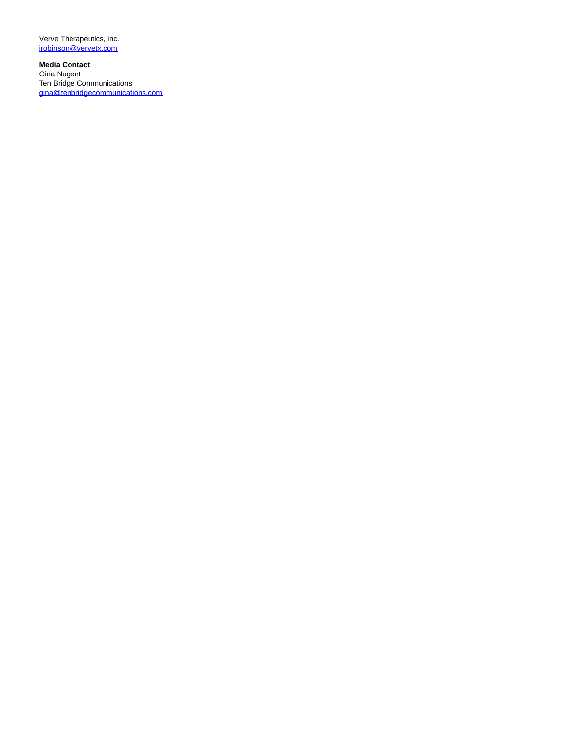Verve Therapeutics, Inc.
jrobinson@vervetx.com

**Media Contact**
Gina Nugent
Ten Bridge Communications
gina@tenbridgecommunications.com